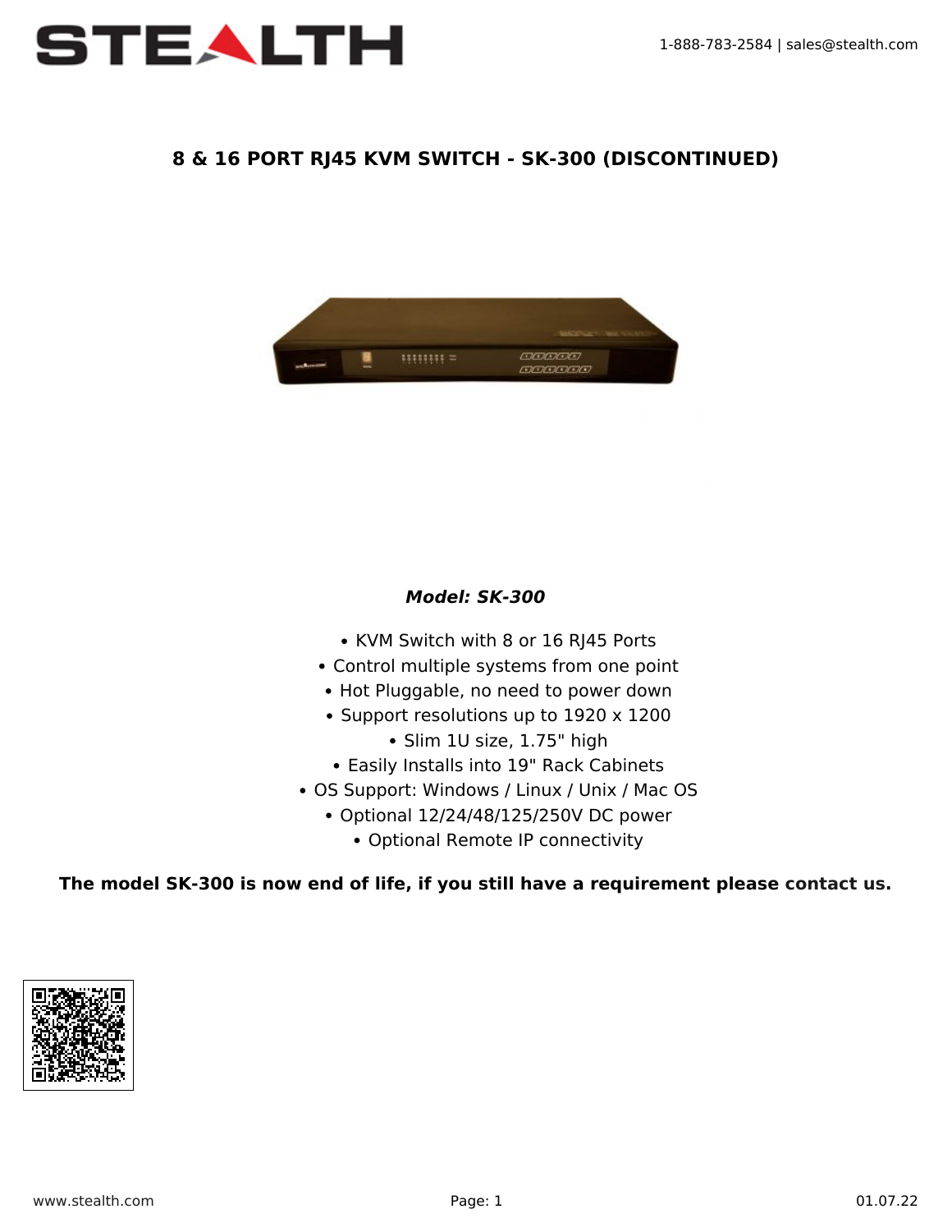1-888-783-2584 | sales@stealth.com

# 8 & 16 PORT RJ45 KVM SWITCH - SK-300 (DISCONTINUED)

***Model: SK-300***

- KVM Switch with 8 or 16 RJ45 Ports
- Control multiple systems from one point
- Hot Pluggable, no need to power down
- Support resolutions up to 1920 x 1200
- Slim 1U size, 1.75" high
- Easily Installs into 19" Rack Cabinets
- OS Support: Windows / Linux / Unix / Mac OS
- Optional 12/24/48/125/250V DC power
- Optional Remote IP connectivity

**The model SK-300 is now end of life, if you still have a requirement please contact us.**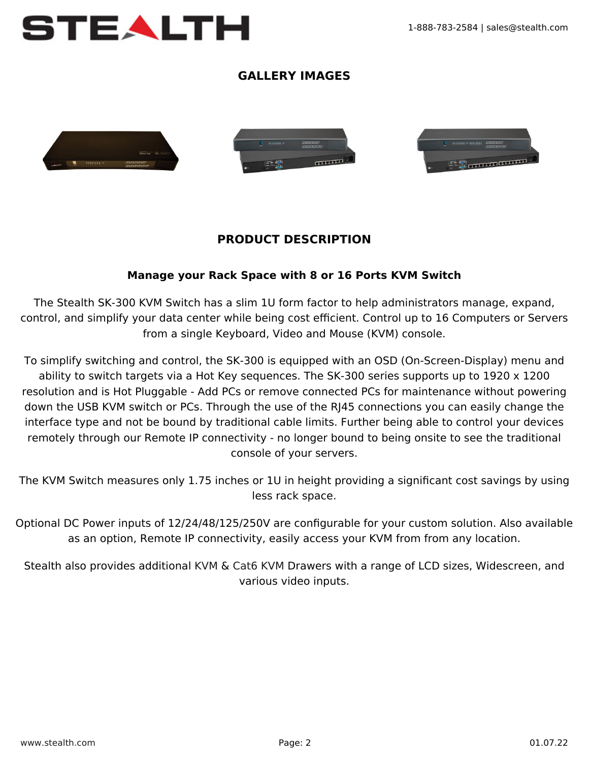## GALLERY IMAGES

## PRODUCT DESCRIPTION

### Manage your Rack Space with 8 or 16 Ports KVM Switch

The Stealth SK-300 KVM Switch has a slim 1U form factor to help administrators manage, expand, control, and simplify your data center while being cost efficient. Control up to 16 Computers or Servers from a single Keyboard, Video and Mouse (KVM) console.

To simplify switching and control, the SK-300 is equipped with an OSD (On-Screen-Display) menu and ability to switch targets via a Hot Key sequences. The SK-300 series supports up to 1920 x 1200 resolution and is Hot Pluggable - Add PCs or remove connected PCs for maintenance without powering down the USB KVM switch or PCs. Through the use of the RJ45 connections you can easily change the interface type and not be bound by traditional cable limits. Further being able to control your devices remotely through our Remote IP connectivity - no longer bound to being onsite to see the traditional console of your servers.

The KVM Switch measures only 1.75 inches or 1U in height providing a significant cost savings by using less rack space.

Optional DC Power inputs of 12/24/48/125/250V are configurable for your custom solution. Also available as an option, Remote IP connectivity, easily access your KVM from from any location.

Stealth also provides additional KVM & Cat6 KVM Drawers with a range of LCD sizes, Widescreen, and various video inputs.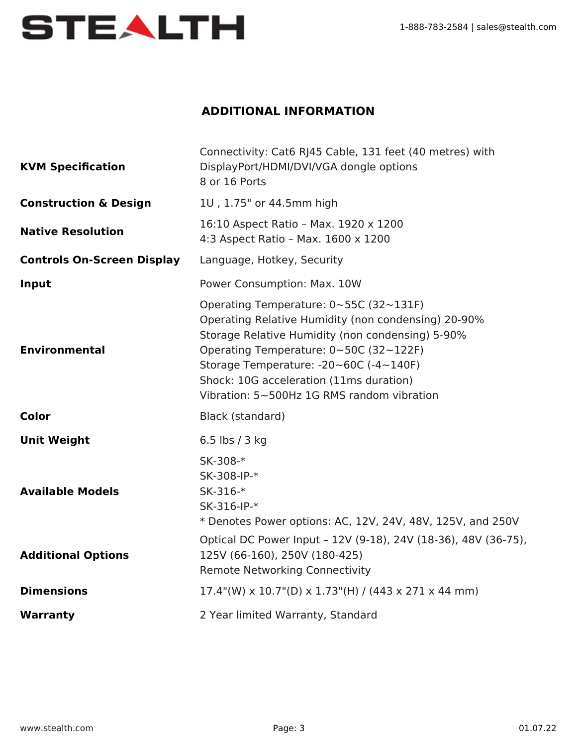## ADDITIONAL INFORMATION

| | |
|---|---|
| **KVM Specification** | Connectivity: Cat6 RJ45 Cable, 131 feet (40 metres) with DisplayPort/HDMI/DVI/VGA dongle options<br>8 or 16 Ports |
| **Construction & Design** | 1U , 1.75" or 44.5mm high |
| **Native Resolution** | 16:10 Aspect Ratio – Max. 1920 x 1200<br>4:3 Aspect Ratio – Max. 1600 x 1200 |
| **Controls On-Screen Display** | Language, Hotkey, Security |
| **Input** | Power Consumption: Max. 10W |
| **Environmental** | Operating Temperature: 0~55C (32~131F)<br>Operating Relative Humidity (non condensing) 20-90%<br>Storage Relative Humidity (non condensing) 5-90%<br>Operating Temperature: 0~50C (32~122F)<br>Storage Temperature: -20~60C (-4~140F)<br>Shock: 10G acceleration (11ms duration)<br>Vibration: 5~500Hz 1G RMS random vibration |
| **Color** | Black (standard) |
| **Unit Weight** | 6.5 lbs / 3 kg |
| **Available Models** | SK-308-*<br>SK-308-IP-*<br>SK-316-*<br>SK-316-IP-*<br>* Denotes Power options: AC, 12V, 24V, 48V, 125V, and 250V |
| **Additional Options** | Optical DC Power Input – 12V (9-18), 24V (18-36), 48V (36-75), 125V (66-160), 250V (180-425)<br>Remote Networking Connectivity |
| **Dimensions** | 17.4"(W) x 10.7"(D) x 1.73"(H) / (443 x 271 x 44 mm) |
| **Warranty** | 2 Year limited Warranty, Standard |